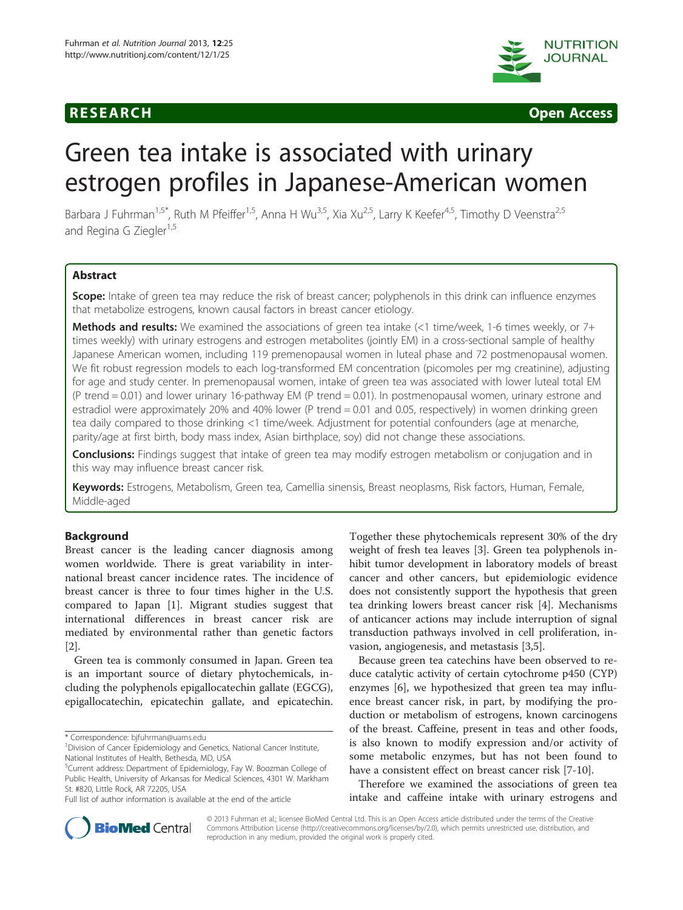RESEARCH Open Access

# Green tea intake is associated with urinary estrogen profiles in Japanese-American women

Barbara J Fuhrman[1,5*], Ruth M Pfeiffer[1,5], Anna H Wu[3,5], Xia Xu[2,5], Larry K Keefer[4,5], Timothy D Veenstra[2,5] and Regina G Ziegler[1,5]

## Abstract

**Scope:** Intake of green tea may reduce the risk of breast cancer; polyphenols in this drink can influence enzymes that metabolize estrogens, known causal factors in breast cancer etiology.

**Methods and results:** We examined the associations of green tea intake (<1 time/week, 1-6 times weekly, or 7+ times weekly) with urinary estrogens and estrogen metabolites (jointly EM) in a cross-sectional sample of healthy Japanese American women, including 119 premenopausal women in luteal phase and 72 postmenopausal women. We fit robust regression models to each log-transformed EM concentration (picomoles per mg creatinine), adjusting for age and study center. In premenopausal women, intake of green tea was associated with lower luteal total EM (P trend = 0.01) and lower urinary 16-pathway EM (P trend = 0.01). In postmenopausal women, urinary estrone and estradiol were approximately 20% and 40% lower (P trend = 0.01 and 0.05, respectively) in women drinking green tea daily compared to those drinking <1 time/week. Adjustment for potential confounders (age at menarche, parity/age at first birth, body mass index, Asian birthplace, soy) did not change these associations.

**Conclusions:** Findings suggest that intake of green tea may modify estrogen metabolism or conjugation and in this way may influence breast cancer risk.

**Keywords:** Estrogens, Metabolism, Green tea, Camellia sinensis, Breast neoplasms, Risk factors, Human, Female, Middle-aged

## Background

Breast cancer is the leading cancer diagnosis among women worldwide. There is great variability in international breast cancer incidence rates. The incidence of breast cancer is three to four times higher in the U.S. compared to Japan [1]. Migrant studies suggest that international differences in breast cancer risk are mediated by environmental rather than genetic factors [2].

Green tea is commonly consumed in Japan. Green tea is an important source of dietary phytochemicals, including the polyphenols epigallocatechin gallate (EGCG), epigallocatechin, epicatechin gallate, and epicatechin. Together these phytochemicals represent 30% of the dry weight of fresh tea leaves [3]. Green tea polyphenols inhibit tumor development in laboratory models of breast cancer and other cancers, but epidemiologic evidence does not consistently support the hypothesis that green tea drinking lowers breast cancer risk [4]. Mechanisms of anticancer actions may include interruption of signal transduction pathways involved in cell proliferation, invasion, angiogenesis, and metastasis [3,5].

Because green tea catechins have been observed to reduce catalytic activity of certain cytochrome p450 (CYP) enzymes [6], we hypothesized that green tea may influence breast cancer risk, in part, by modifying the production or metabolism of estrogens, known carcinogens of the breast. Caffeine, present in teas and other foods, is also known to modify expression and/or activity of some metabolic enzymes, but has not been found to have a consistent effect on breast cancer risk [7-10].

Therefore we examined the associations of green tea intake and caffeine intake with urinary estrogens and

\* Correspondence: bjfuhrman@uams.edu
[1]Division of Cancer Epidemiology and Genetics, National Cancer Institute, National Institutes of Health, Bethesda, MD, USA
[5]Current address: Department of Epidemiology, Fay W. Boozman College of Public Health, University of Arkansas for Medical Sciences, 4301 W. Markham St. #820, Little Rock, AR 72205, USA
Full list of author information is available at the end of the article

© 2013 Fuhrman et al.; licensee BioMed Central Ltd. This is an Open Access article distributed under the terms of the Creative Commons Attribution License (http://creativecommons.org/licenses/by/2.0), which permits unrestricted use, distribution, and reproduction in any medium, provided the original work is properly cited.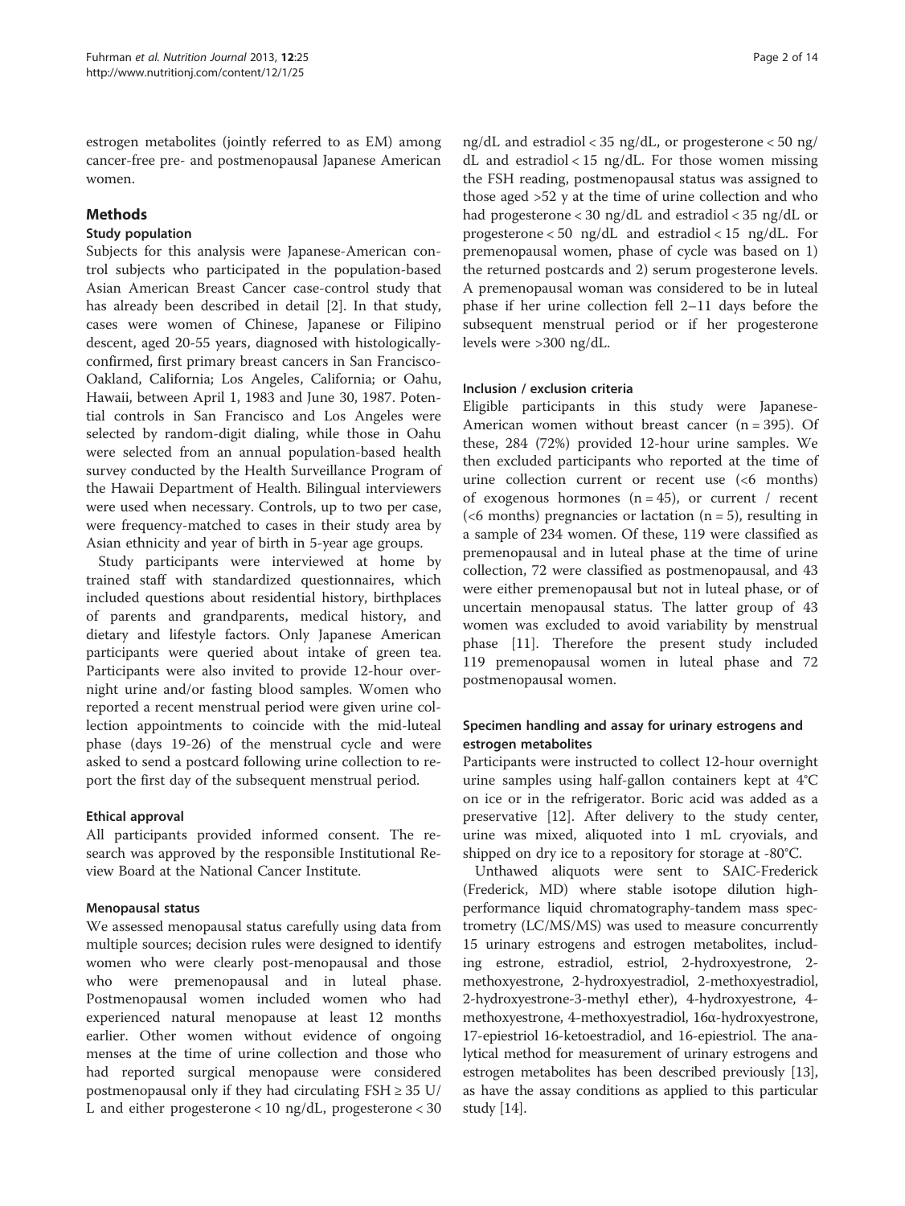estrogen metabolites (jointly referred to as EM) among cancer-free pre- and postmenopausal Japanese American women.

## Methods

### Study population

Subjects for this analysis were Japanese-American control subjects who participated in the population-based Asian American Breast Cancer case-control study that has already been described in detail [2]. In that study, cases were women of Chinese, Japanese or Filipino descent, aged 20-55 years, diagnosed with histologically-confirmed, first primary breast cancers in San Francisco-Oakland, California; Los Angeles, California; or Oahu, Hawaii, between April 1, 1983 and June 30, 1987. Potential controls in San Francisco and Los Angeles were selected by random-digit dialing, while those in Oahu were selected from an annual population-based health survey conducted by the Health Surveillance Program of the Hawaii Department of Health. Bilingual interviewers were used when necessary. Controls, up to two per case, were frequency-matched to cases in their study area by Asian ethnicity and year of birth in 5-year age groups.

Study participants were interviewed at home by trained staff with standardized questionnaires, which included questions about residential history, birthplaces of parents and grandparents, medical history, and dietary and lifestyle factors. Only Japanese American participants were queried about intake of green tea. Participants were also invited to provide 12-hour overnight urine and/or fasting blood samples. Women who reported a recent menstrual period were given urine collection appointments to coincide with the mid-luteal phase (days 19-26) of the menstrual cycle and were asked to send a postcard following urine collection to report the first day of the subsequent menstrual period.

### Ethical approval

All participants provided informed consent. The research was approved by the responsible Institutional Review Board at the National Cancer Institute.

### Menopausal status

We assessed menopausal status carefully using data from multiple sources; decision rules were designed to identify women who were clearly post-menopausal and those who were premenopausal and in luteal phase. Postmenopausal women included women who had experienced natural menopause at least 12 months earlier. Other women without evidence of ongoing menses at the time of urine collection and those who had reported surgical menopause were considered postmenopausal only if they had circulating FSH ≥ 35 U/L and either progesterone < 10 ng/dL, progesterone < 30 ng/dL and estradiol < 35 ng/dL, or progesterone < 50 ng/dL and estradiol < 15 ng/dL. For those women missing the FSH reading, postmenopausal status was assigned to those aged >52 y at the time of urine collection and who had progesterone < 30 ng/dL and estradiol < 35 ng/dL or progesterone < 50 ng/dL and estradiol < 15 ng/dL. For premenopausal women, phase of cycle was based on 1) the returned postcards and 2) serum progesterone levels. A premenopausal woman was considered to be in luteal phase if her urine collection fell 2–11 days before the subsequent menstrual period or if her progesterone levels were >300 ng/dL.

### Inclusion / exclusion criteria

Eligible participants in this study were Japanese-American women without breast cancer (n = 395). Of these, 284 (72%) provided 12-hour urine samples. We then excluded participants who reported at the time of urine collection current or recent use (<6 months) of exogenous hormones (n = 45), or current / recent (<6 months) pregnancies or lactation (n = 5), resulting in a sample of 234 women. Of these, 119 were classified as premenopausal and in luteal phase at the time of urine collection, 72 were classified as postmenopausal, and 43 were either premenopausal but not in luteal phase, or of uncertain menopausal status. The latter group of 43 women was excluded to avoid variability by menstrual phase [11]. Therefore the present study included 119 premenopausal women in luteal phase and 72 postmenopausal women.

### Specimen handling and assay for urinary estrogens and estrogen metabolites

Participants were instructed to collect 12-hour overnight urine samples using half-gallon containers kept at 4°C on ice or in the refrigerator. Boric acid was added as a preservative [12]. After delivery to the study center, urine was mixed, aliquoted into 1 mL cryovials, and shipped on dry ice to a repository for storage at -80°C.

Unthawed aliquots were sent to SAIC-Frederick (Frederick, MD) where stable isotope dilution high-performance liquid chromatography-tandem mass spectrometry (LC/MS/MS) was used to measure concurrently 15 urinary estrogens and estrogen metabolites, including estrone, estradiol, estriol, 2-hydroxyestrone, 2-methoxyestrone, 2-hydroxyestradiol, 2-methoxyestradiol, 2-hydroxyestrone-3-methyl ether), 4-hydroxyestrone, 4-methoxyestrone, 4-methoxyestradiol, 16α-hydroxyestrone, 17-epiestriol 16-ketoestradiol, and 16-epiestriol. The analytical method for measurement of urinary estrogens and estrogen metabolites has been described previously [13], as have the assay conditions as applied to this particular study [14].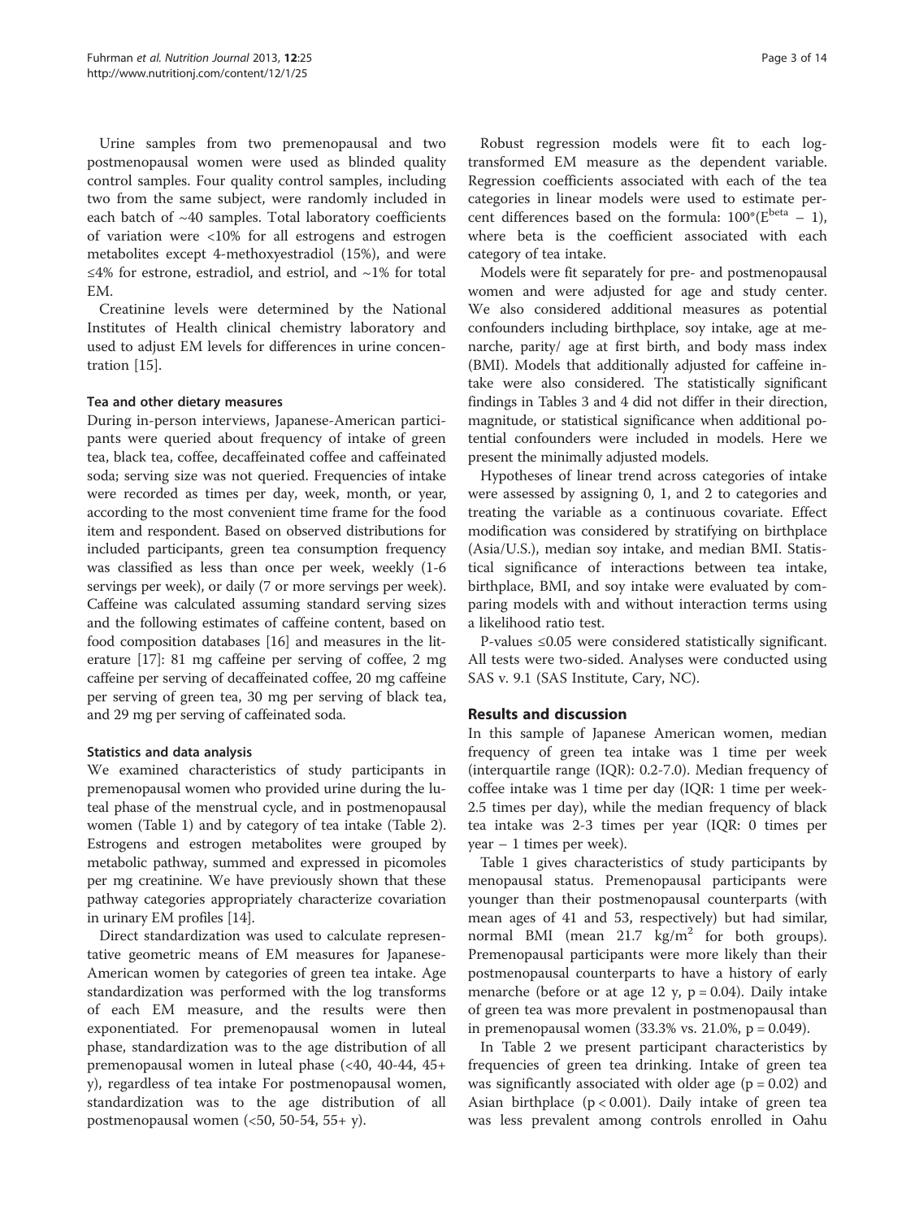Urine samples from two premenopausal and two postmenopausal women were used as blinded quality control samples. Four quality control samples, including two from the same subject, were randomly included in each batch of ~40 samples. Total laboratory coefficients of variation were <10% for all estrogens and estrogen metabolites except 4-methoxyestradiol (15%), and were ≤4% for estrone, estradiol, and estriol, and ~1% for total EM.

Creatinine levels were determined by the National Institutes of Health clinical chemistry laboratory and used to adjust EM levels for differences in urine concentration [15].

### Tea and other dietary measures

During in-person interviews, Japanese-American participants were queried about frequency of intake of green tea, black tea, coffee, decaffeinated coffee and caffeinated soda; serving size was not queried. Frequencies of intake were recorded as times per day, week, month, or year, according to the most convenient time frame for the food item and respondent. Based on observed distributions for included participants, green tea consumption frequency was classified as less than once per week, weekly (1-6 servings per week), or daily (7 or more servings per week). Caffeine was calculated assuming standard serving sizes and the following estimates of caffeine content, based on food composition databases [16] and measures in the literature [17]: 81 mg caffeine per serving of coffee, 2 mg caffeine per serving of decaffeinated coffee, 20 mg caffeine per serving of green tea, 30 mg per serving of black tea, and 29 mg per serving of caffeinated soda.

### Statistics and data analysis

We examined characteristics of study participants in premenopausal women who provided urine during the luteal phase of the menstrual cycle, and in postmenopausal women (Table 1) and by category of tea intake (Table 2). Estrogens and estrogen metabolites were grouped by metabolic pathway, summed and expressed in picomoles per mg creatinine. We have previously shown that these pathway categories appropriately characterize covariation in urinary EM profiles [14].

Direct standardization was used to calculate representative geometric means of EM measures for Japanese-American women by categories of green tea intake. Age standardization was performed with the log transforms of each EM measure, and the results were then exponentiated. For premenopausal women in luteal phase, standardization was to the age distribution of all premenopausal women in luteal phase (<40, 40-44, 45+ y), regardless of tea intake For postmenopausal women, standardization was to the age distribution of all postmenopausal women (<50, 50-54, 55+ y).

Robust regression models were fit to each log-transformed EM measure as the dependent variable. Regression coefficients associated with each of the tea categories in linear models were used to estimate percent differences based on the formula: $100*(E^{beta} - 1)$, where beta is the coefficient associated with each category of tea intake.

Models were fit separately for pre- and postmenopausal women and were adjusted for age and study center. We also considered additional measures as potential confounders including birthplace, soy intake, age at menarche, parity/ age at first birth, and body mass index (BMI). Models that additionally adjusted for caffeine intake were also considered. The statistically significant findings in Tables 3 and 4 did not differ in their direction, magnitude, or statistical significance when additional potential confounders were included in models. Here we present the minimally adjusted models.

Hypotheses of linear trend across categories of intake were assessed by assigning 0, 1, and 2 to categories and treating the variable as a continuous covariate. Effect modification was considered by stratifying on birthplace (Asia/U.S.), median soy intake, and median BMI. Statistical significance of interactions between tea intake, birthplace, BMI, and soy intake were evaluated by comparing models with and without interaction terms using a likelihood ratio test.

P-values ≤0.05 were considered statistically significant. All tests were two-sided. Analyses were conducted using SAS v. 9.1 (SAS Institute, Cary, NC).

## Results and discussion

In this sample of Japanese American women, median frequency of green tea intake was 1 time per week (interquartile range (IQR): 0.2-7.0). Median frequency of coffee intake was 1 time per day (IQR: 1 time per week-2.5 times per day), while the median frequency of black tea intake was 2-3 times per year (IQR: 0 times per year – 1 times per week).

Table 1 gives characteristics of study participants by menopausal status. Premenopausal participants were younger than their postmenopausal counterparts (with mean ages of 41 and 53, respectively) but had similar, normal BMI (mean 21.7 $kg/m^2$ for both groups). Premenopausal participants were more likely than their postmenopausal counterparts to have a history of early menarche (before or at age 12 y, $p = 0.04$). Daily intake of green tea was more prevalent in postmenopausal than in premenopausal women (33.3% vs. 21.0%, $p = 0.049$).

In Table 2 we present participant characteristics by frequencies of green tea drinking. Intake of green tea was significantly associated with older age ($p = 0.02$) and Asian birthplace ($p < 0.001$). Daily intake of green tea was less prevalent among controls enrolled in Oahu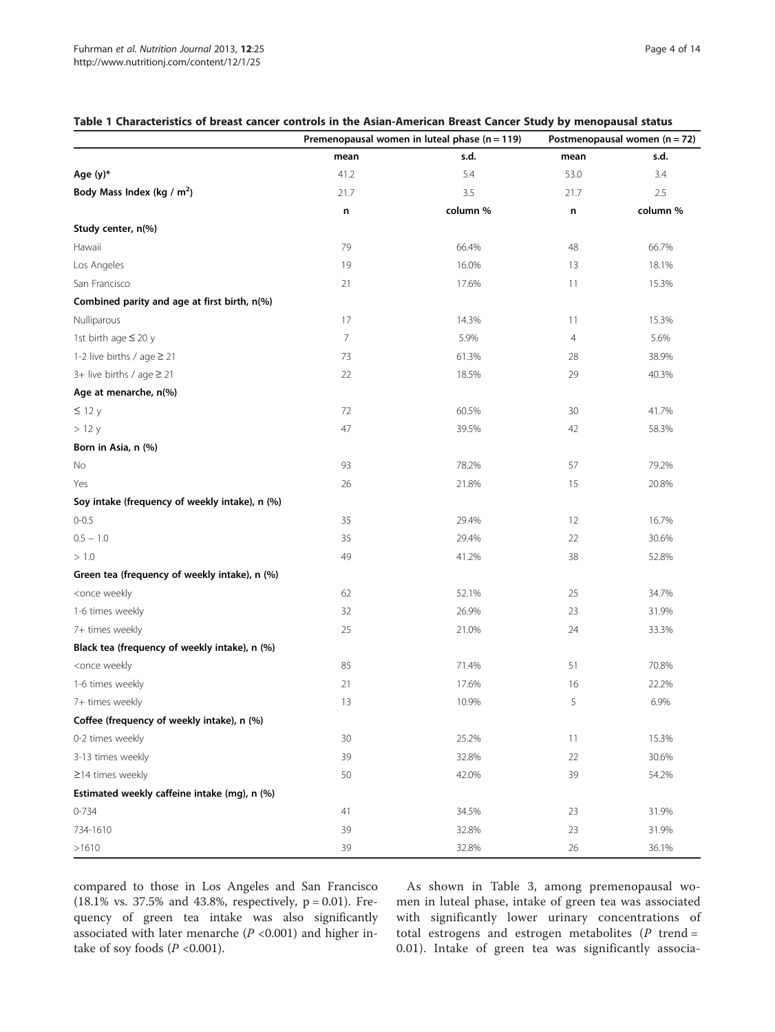**Table 1 Characteristics of breast cancer controls in the Asian-American Breast Cancer Study by menopausal status**

| | Premenopausal women in luteal phase (n = 119) | | Postmenopausal women (n = 72) | |
|---|---|---|---|---|
| | mean | s.d. | mean | s.d. |
| **Age (y)*** | 41.2 | 5.4 | 53.0 | 3.4 |
| **Body Mass Index (kg / m$^2$)** | 21.7 | 3.5 | 21.7 | 2.5 |
| | n | column % | n | column % |
| **Study center, n(%)** | | | | |
| Hawaii | 79 | 66.4% | 48 | 66.7% |
| Los Angeles | 19 | 16.0% | 13 | 18.1% |
| San Francisco | 21 | 17.6% | 11 | 15.3% |
| **Combined parity and age at first birth, n(%)** | | | | |
| Nulliparous | 17 | 14.3% | 11 | 15.3% |
| 1st birth age ≤ 20 y | 7 | 5.9% | 4 | 5.6% |
| 1-2 live births / age ≥ 21 | 73 | 61.3% | 28 | 38.9% |
| 3+ live births / age ≥ 21 | 22 | 18.5% | 29 | 40.3% |
| **Age at menarche, n(%)** | | | | |
| ≤ 12 y | 72 | 60.5% | 30 | 41.7% |
| > 12 y | 47 | 39.5% | 42 | 58.3% |
| **Born in Asia, n (%)** | | | | |
| No | 93 | 78.2% | 57 | 79.2% |
| Yes | 26 | 21.8% | 15 | 20.8% |
| **Soy intake (frequency of weekly intake), n (%)** | | | | |
| 0-0.5 | 35 | 29.4% | 12 | 16.7% |
| 0.5 – 1.0 | 35 | 29.4% | 22 | 30.6% |
| > 1.0 | 49 | 41.2% | 38 | 52.8% |
| **Green tea (frequency of weekly intake), n (%)** | | | | |
| <once weekly | 62 | 52.1% | 25 | 34.7% |
| 1-6 times weekly | 32 | 26.9% | 23 | 31.9% |
| 7+ times weekly | 25 | 21.0% | 24 | 33.3% |
| **Black tea (frequency of weekly intake), n (%)** | | | | |
| <once weekly | 85 | 71.4% | 51 | 70.8% |
| 1-6 times weekly | 21 | 17.6% | 16 | 22.2% |
| 7+ times weekly | 13 | 10.9% | 5 | 6.9% |
| **Coffee (frequency of weekly intake), n (%)** | | | | |
| 0-2 times weekly | 30 | 25.2% | 11 | 15.3% |
| 3-13 times weekly | 39 | 32.8% | 22 | 30.6% |
| ≥14 times weekly | 50 | 42.0% | 39 | 54.2% |
| **Estimated weekly caffeine intake (mg), n (%)** | | | | |
| 0-734 | 41 | 34.5% | 23 | 31.9% |
| 734-1610 | 39 | 32.8% | 23 | 31.9% |
| >1610 | 39 | 32.8% | 26 | 36.1% |

compared to those in Los Angeles and San Francisco (18.1% vs. 37.5% and 43.8%, respectively, $p = 0.01$). Frequency of green tea intake was also significantly associated with later menarche ($P < 0.001$) and higher intake of soy foods ($P < 0.001$).

As shown in Table 3, among premenopausal women in luteal phase, intake of green tea was associated with significantly lower urinary concentrations of total estrogens and estrogen metabolites ($P$ trend = 0.01). Intake of green tea was significantly associa-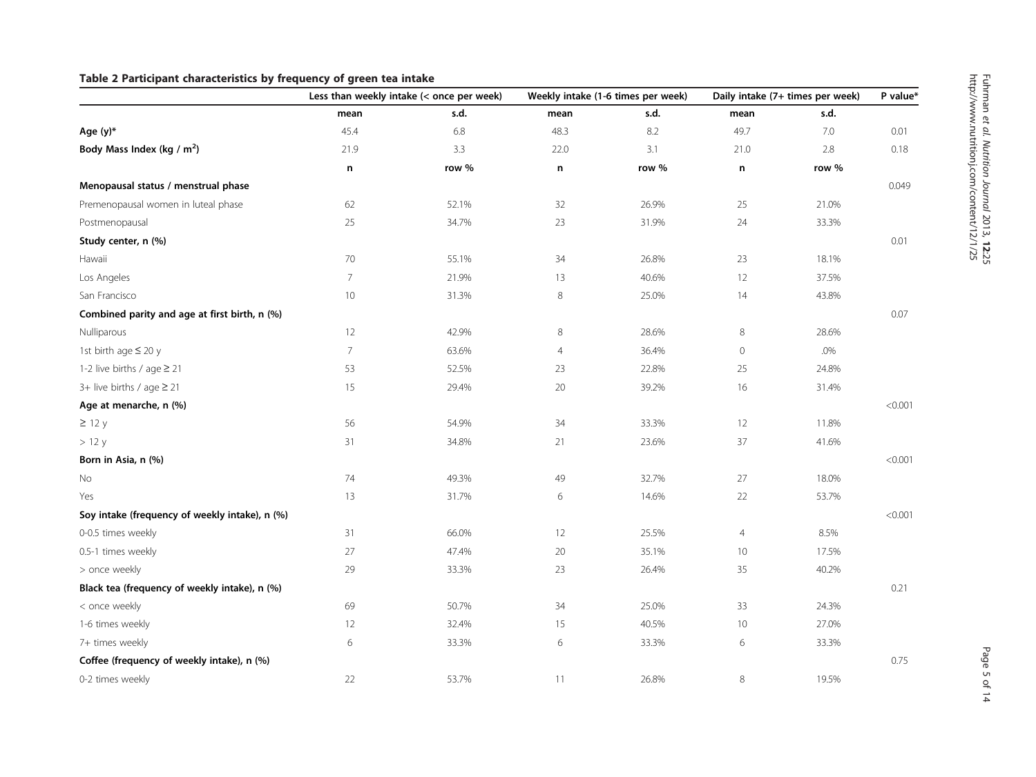**Table 2 Participant characteristics by frequency of green tea intake**

| | Less than weekly intake (< once per week) | | Weekly intake (1-6 times per week) | | Daily intake (7+ times per week) | | P value* |
|---|---|---|---|---|---|---|---|
| | mean | s.d. | mean | s.d. | mean | s.d. | |
| **Age (y)*** | 45.4 | 6.8 | 48.3 | 8.2 | 49.7 | 7.0 | 0.01 |
| **Body Mass Index (kg / m$^2$)** | 21.9 | 3.3 | 22.0 | 3.1 | 21.0 | 2.8 | 0.18 |
| | n | row % | n | row % | n | row % | |
| **Menopausal status / menstrual phase** | | | | | | | 0.049 |
| Premenopausal women in luteal phase | 62 | 52.1% | 32 | 26.9% | 25 | 21.0% | |
| Postmenopausal | 25 | 34.7% | 23 | 31.9% | 24 | 33.3% | |
| **Study center, n (%)** | | | | | | | 0.01 |
| Hawaii | 70 | 55.1% | 34 | 26.8% | 23 | 18.1% | |
| Los Angeles | 7 | 21.9% | 13 | 40.6% | 12 | 37.5% | |
| San Francisco | 10 | 31.3% | 8 | 25.0% | 14 | 43.8% | |
| **Combined parity and age at first birth, n (%)** | | | | | | | 0.07 |
| Nulliparous | 12 | 42.9% | 8 | 28.6% | 8 | 28.6% | |
| 1st birth age ≤ 20 y | 7 | 63.6% | 4 | 36.4% | 0 | .0% | |
| 1-2 live births / age ≥ 21 | 53 | 52.5% | 23 | 22.8% | 25 | 24.8% | |
| 3+ live births / age ≥ 21 | 15 | 29.4% | 20 | 39.2% | 16 | 31.4% | |
| **Age at menarche, n (%)** | | | | | | | <0.001 |
| ≥ 12 y | 56 | 54.9% | 34 | 33.3% | 12 | 11.8% | |
| > 12 y | 31 | 34.8% | 21 | 23.6% | 37 | 41.6% | |
| **Born in Asia, n (%)** | | | | | | | <0.001 |
| No | 74 | 49.3% | 49 | 32.7% | 27 | 18.0% | |
| Yes | 13 | 31.7% | 6 | 14.6% | 22 | 53.7% | |
| **Soy intake (frequency of weekly intake), n (%)** | | | | | | | <0.001 |
| 0-0.5 times weekly | 31 | 66.0% | 12 | 25.5% | 4 | 8.5% | |
| 0.5-1 times weekly | 27 | 47.4% | 20 | 35.1% | 10 | 17.5% | |
| > once weekly | 29 | 33.3% | 23 | 26.4% | 35 | 40.2% | |
| **Black tea (frequency of weekly intake), n (%)** | | | | | | | 0.21 |
| < once weekly | 69 | 50.7% | 34 | 25.0% | 33 | 24.3% | |
| 1-6 times weekly | 12 | 32.4% | 15 | 40.5% | 10 | 27.0% | |
| 7+ times weekly | 6 | 33.3% | 6 | 33.3% | 6 | 33.3% | |
| **Coffee (frequency of weekly intake), n (%)** | | | | | | | 0.75 |
| 0-2 times weekly | 22 | 53.7% | 11 | 26.8% | 8 | 19.5% | |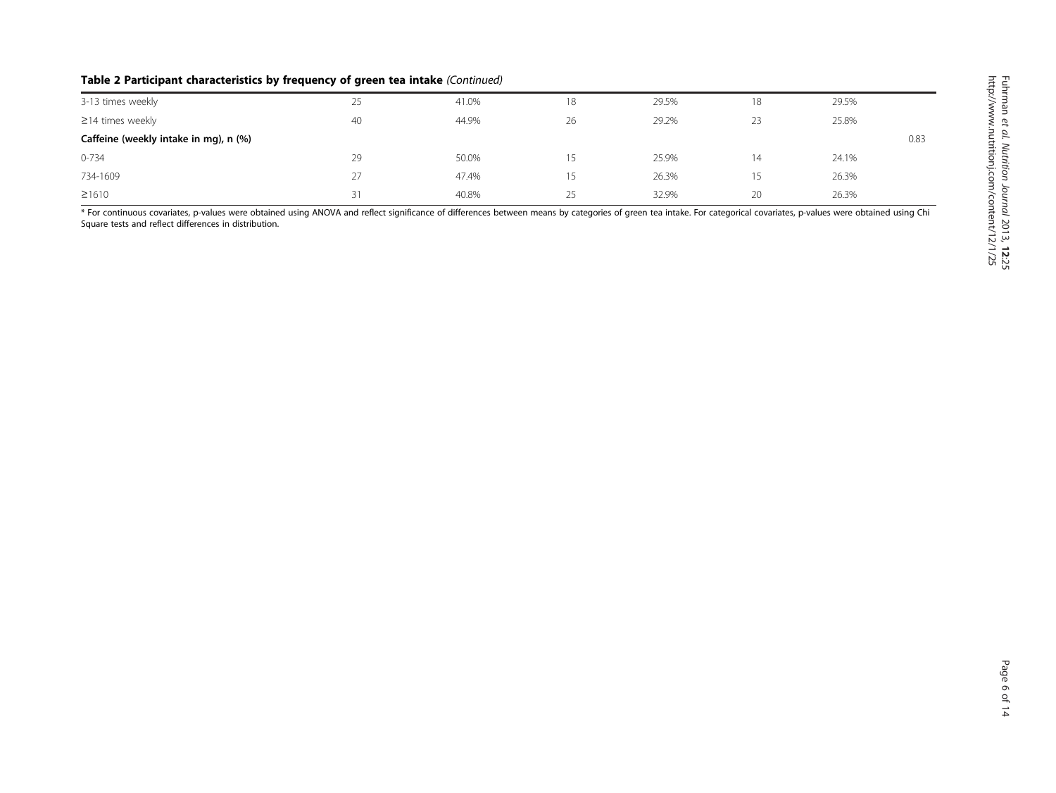**Table 2 Participant characteristics by frequency of green tea intake** *(Continued)*

| | | | | | | | |
|---|---|---|---|---|---|---|---|
| 3-13 times weekly | 25 | 41.0% | 18 | 29.5% | 18 | 29.5% | |
| ≥14 times weekly | 40 | 44.9% | 26 | 29.2% | 23 | 25.8% | |
| **Caffeine (weekly intake in mg), n (%)** | | | | | | | 0.83 |
| 0-734 | 29 | 50.0% | 15 | 25.9% | 14 | 24.1% | |
| 734-1609 | 27 | 47.4% | 15 | 26.3% | 15 | 26.3% | |
| ≥1610 | 31 | 40.8% | 25 | 32.9% | 20 | 26.3% | |

* For continuous covariates, p-values were obtained using ANOVA and reflect significance of differences between means by categories of green tea intake. For categorical covariates, p-values were obtained using Chi Square tests and reflect differences in distribution.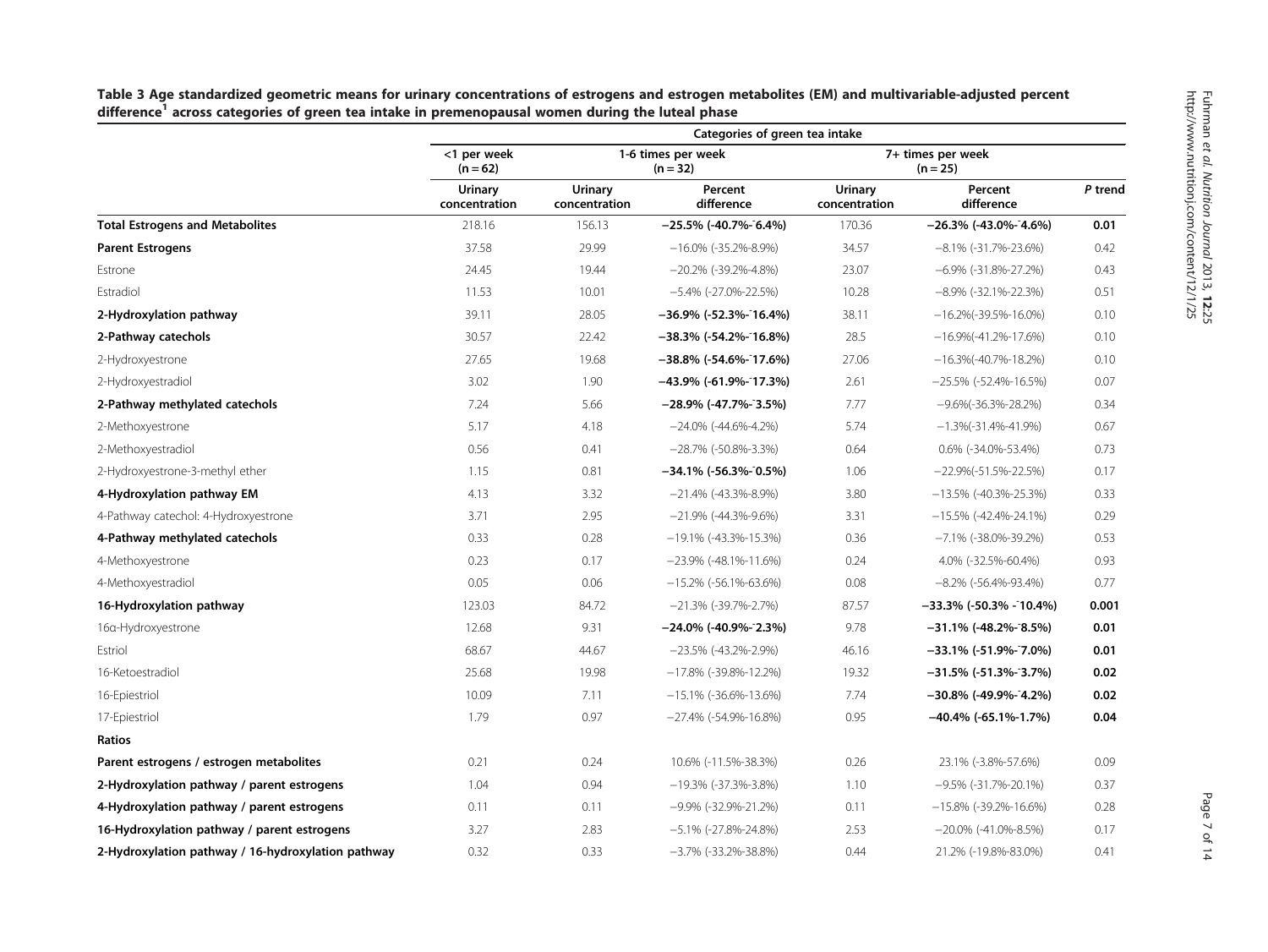**Table 3 Age standardized geometric means for urinary concentrations of estrogens and estrogen metabolites (EM) and multivariable-adjusted percent difference[1] across categories of green tea intake in premenopausal women during the luteal phase**

| | Categories of green tea intake | | | | | |
|---|---|---|---|---|---|---|
| | <1 per week (n = 62) | 1-6 times per week (n = 32) | | 7+ times per week (n = 25) | | |
| | Urinary concentration | Urinary concentration | Percent difference | Urinary concentration | Percent difference | *P* trend |
| **Total Estrogens and Metabolites** | 218.16 | 156.13 | **−25.5% (-40.7%-¯6.4%)** | 170.36 | **−26.3% (-43.0%-¯4.6%)** | **0.01** |
| **Parent Estrogens** | 37.58 | 29.99 | −16.0% (-35.2%-8.9%) | 34.57 | −8.1% (-31.7%-23.6%) | 0.42 |
| Estrone | 24.45 | 19.44 | −20.2% (-39.2%-4.8%) | 23.07 | −6.9% (-31.8%-27.2%) | 0.43 |
| Estradiol | 11.53 | 10.01 | −5.4% (-27.0%-22.5%) | 10.28 | −8.9% (-32.1%-22.3%) | 0.51 |
| **2-Hydroxylation pathway** | 39.11 | 28.05 | **−36.9% (-52.3%-¯16.4%)** | 38.11 | −16.2%(-39.5%-16.0%) | 0.10 |
| **2-Pathway catechols** | 30.57 | 22.42 | **−38.3% (-54.2%-¯16.8%)** | 28.5 | −16.9%(-41.2%-17.6%) | 0.10 |
| 2-Hydroxyestrone | 27.65 | 19.68 | **−38.8% (-54.6%-¯17.6%)** | 27.06 | −16.3%(-40.7%-18.2%) | 0.10 |
| 2-Hydroxyestradiol | 3.02 | 1.90 | **−43.9% (-61.9%-¯17.3%)** | 2.61 | −25.5% (-52.4%-16.5%) | 0.07 |
| **2-Pathway methylated catechols** | 7.24 | 5.66 | **−28.9% (-47.7%-¯3.5%)** | 7.77 | −9.6%(-36.3%-28.2%) | 0.34 |
| 2-Methoxyestrone | 5.17 | 4.18 | −24.0% (-44.6%-4.2%) | 5.74 | −1.3%(-31.4%-41.9%) | 0.67 |
| 2-Methoxyestradiol | 0.56 | 0.41 | −28.7% (-50.8%-3.3%) | 0.64 | 0.6% (-34.0%-53.4%) | 0.73 |
| 2-Hydroxyestrone-3-methyl ether | 1.15 | 0.81 | **−34.1% (-56.3%-¯0.5%)** | 1.06 | −22.9%(-51.5%-22.5%) | 0.17 |
| **4-Hydroxylation pathway EM** | 4.13 | 3.32 | −21.4% (-43.3%-8.9%) | 3.80 | −13.5% (-40.3%-25.3%) | 0.33 |
| 4-Pathway catechol: 4-Hydroxyestrone | 3.71 | 2.95 | −21.9% (-44.3%-9.6%) | 3.31 | −15.5% (-42.4%-24.1%) | 0.29 |
| **4-Pathway methylated catechols** | 0.33 | 0.28 | −19.1% (-43.3%-15.3%) | 0.36 | −7.1% (-38.0%-39.2%) | 0.53 |
| 4-Methoxyestrone | 0.23 | 0.17 | −23.9% (-48.1%-11.6%) | 0.24 | 4.0% (-32.5%-60.4%) | 0.93 |
| 4-Methoxyestradiol | 0.05 | 0.06 | −15.2% (-56.1%-63.6%) | 0.08 | −8.2% (-56.4%-93.4%) | 0.77 |
| **16-Hydroxylation pathway** | 123.03 | 84.72 | −21.3% (-39.7%-2.7%) | 87.57 | **−33.3% (-50.3% -¯10.4%)** | **0.001** |
| 16α-Hydroxyestrone | 12.68 | 9.31 | **−24.0% (-40.9%-¯2.3%)** | 9.78 | **−31.1% (-48.2%-¯8.5%)** | **0.01** |
| Estriol | 68.67 | 44.67 | −23.5% (-43.2%-2.9%) | 46.16 | **−33.1% (-51.9%-¯7.0%)** | **0.01** |
| 16-Ketoestradiol | 25.68 | 19.98 | −17.8% (-39.8%-12.2%) | 19.32 | **−31.5% (-51.3%-¯3.7%)** | **0.02** |
| 16-Epiestriol | 10.09 | 7.11 | −15.1% (-36.6%-13.6%) | 7.74 | **−30.8% (-49.9%-¯4.2%)** | **0.02** |
| 17-Epiestriol | 1.79 | 0.97 | −27.4% (-54.9%-16.8%) | 0.95 | **−40.4% (-65.1%-1.7%)** | **0.04** |
| **Ratios** | | | | | | |
| **Parent estrogens / estrogen metabolites** | 0.21 | 0.24 | 10.6% (-11.5%-38.3%) | 0.26 | 23.1% (-3.8%-57.6%) | 0.09 |
| **2-Hydroxylation pathway / parent estrogens** | 1.04 | 0.94 | −19.3% (-37.3%-3.8%) | 1.10 | −9.5% (-31.7%-20.1%) | 0.37 |
| **4-Hydroxylation pathway / parent estrogens** | 0.11 | 0.11 | −9.9% (-32.9%-21.2%) | 0.11 | −15.8% (-39.2%-16.6%) | 0.28 |
| **16-Hydroxylation pathway / parent estrogens** | 3.27 | 2.83 | −5.1% (-27.8%-24.8%) | 2.53 | −20.0% (-41.0%-8.5%) | 0.17 |
| **2-Hydroxylation pathway / 16-hydroxylation pathway** | 0.32 | 0.33 | −3.7% (-33.2%-38.8%) | 0.44 | 21.2% (-19.8%-83.0%) | 0.41 |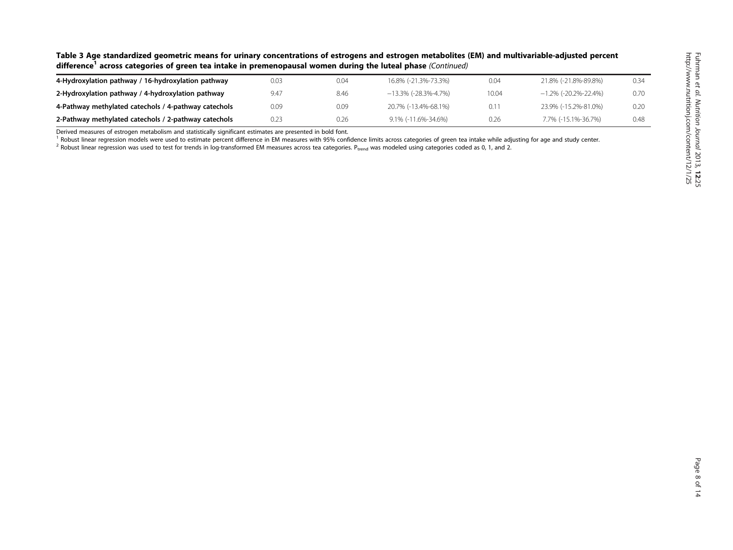**Table 3 Age standardized geometric means for urinary concentrations of estrogens and estrogen metabolites (EM) and multivariable-adjusted percent difference[1] across categories of green tea intake in premenopausal women during the luteal phase** *(Continued)*

| | | | | | | |
|---|---|---|---|---|---|---|
| **4-Hydroxylation pathway / 16-hydroxylation pathway** | 0.03 | 0.04 | 16.8% (-21.3%-73.3%) | 0.04 | 21.8% (-21.8%-89.8%) | 0.34 |
| **2-Hydroxylation pathway / 4-hydroxylation pathway** | 9.47 | 8.46 | −13.3% (-28.3%-4.7%) | 10.04 | −1.2% (-20.2%-22.4%) | 0.70 |
| **4-Pathway methylated catechols / 4-pathway catechols** | 0.09 | 0.09 | 20.7% (-13.4%-68.1%) | 0.11 | 23.9% (-15.2%-81.0%) | 0.20 |
| **2-Pathway methylated catechols / 2-pathway catechols** | 0.23 | 0.26 | 9.1% (-11.6%-34.6%) | 0.26 | 7.7% (-15.1%-36.7%) | 0.48 |

Derived measures of estrogen metabolism and statistically significant estimates are presented in bold font.

[1] Robust linear regression models were used to estimate percent difference in EM measures with 95% confidence limits across categories of green tea intake while adjusting for age and study center.

[2] Robust linear regression was used to test for trends in log-transformed EM measures across tea categories. $P_{trend}$ was modeled using categories coded as 0, 1, and 2.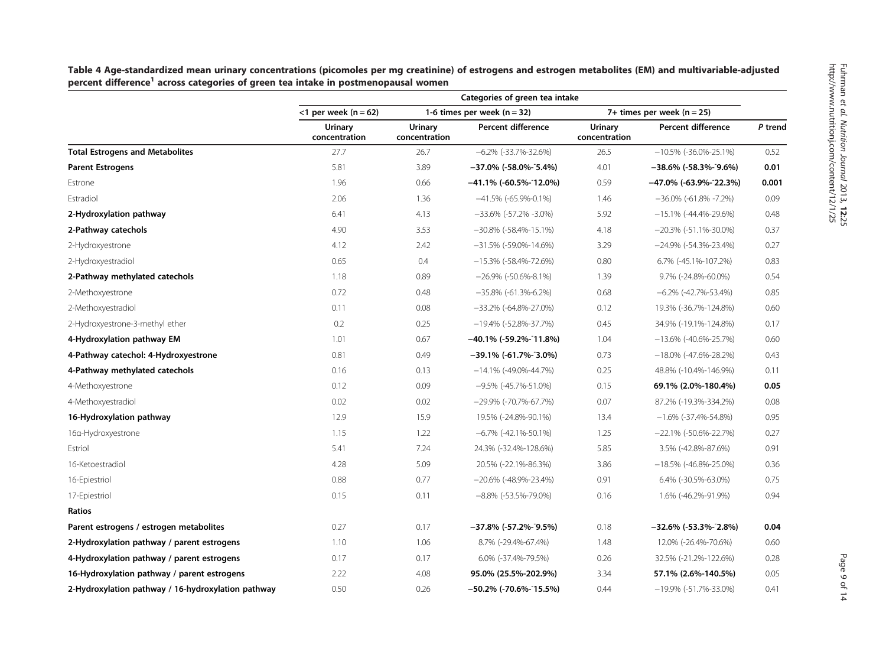**Table 4 Age-standardized mean urinary concentrations (picomoles per mg creatinine) of estrogens and estrogen metabolites (EM) and multivariable-adjusted percent difference[1] across categories of green tea intake in postmenopausal women**

| | Categories of green tea intake | | | | | |
|---|---|---|---|---|---|---|
| | <1 per week (n = 62) | 1-6 times per week (n = 32) | | 7+ times per week (n = 25) | | |
| | Urinary concentration | Urinary concentration | Percent difference | Urinary concentration | Percent difference | *P* trend |
| **Total Estrogens and Metabolites** | 27.7 | 26.7 | −6.2% (-33.7%-32.6%) | 26.5 | −10.5% (-36.0%-25.1%) | 0.52 |
| **Parent Estrogens** | 5.81 | 3.89 | **−37.0% (-58.0%-¯5.4%)** | 4.01 | **−38.6% (-58.3%-¯9.6%)** | **0.01** |
| Estrone | 1.96 | 0.66 | **−41.1% (-60.5%-¯12.0%)** | 0.59 | **−47.0% (-63.9%-¯22.3%)** | **0.001** |
| Estradiol | 2.06 | 1.36 | −41.5% (-65.9%-0.1%) | 1.46 | −36.0% (-61.8% -7.2%) | 0.09 |
| **2-Hydroxylation pathway** | 6.41 | 4.13 | −33.6% (-57.2% -3.0%) | 5.92 | −15.1% (-44.4%-29.6%) | 0.48 |
| **2-Pathway catechols** | 4.90 | 3.53 | −30.8% (-58.4%-15.1%) | 4.18 | −20.3% (-51.1%-30.0%) | 0.37 |
| 2-Hydroxyestrone | 4.12 | 2.42 | −31.5% (-59.0%-14.6%) | 3.29 | −24.9% (-54.3%-23.4%) | 0.27 |
| 2-Hydroxyestradiol | 0.65 | 0.4 | −15.3% (-58.4%-72.6%) | 0.80 | 6.7% (-45.1%-107.2%) | 0.83 |
| **2-Pathway methylated catechols** | 1.18 | 0.89 | −26.9% (-50.6%-8.1%) | 1.39 | 9.7% (-24.8%-60.0%) | 0.54 |
| 2-Methoxyestrone | 0.72 | 0.48 | −35.8% (-61.3%-6.2%) | 0.68 | −6.2% (-42.7%-53.4%) | 0.85 |
| 2-Methoxyestradiol | 0.11 | 0.08 | −33.2% (-64.8%-27.0%) | 0.12 | 19.3% (-36.7%-124.8%) | 0.60 |
| 2-Hydroxyestrone-3-methyl ether | 0.2 | 0.25 | −19.4% (-52.8%-37.7%) | 0.45 | 34.9% (-19.1%-124.8%) | 0.17 |
| **4-Hydroxylation pathway EM** | 1.01 | 0.67 | **−40.1% (-59.2%-¯11.8%)** | 1.04 | −13.6% (-40.6%-25.7%) | 0.60 |
| **4-Pathway catechol: 4-Hydroxyestrone** | 0.81 | 0.49 | **−39.1% (-61.7%-¯3.0%)** | 0.73 | −18.0% (-47.6%-28.2%) | 0.43 |
| **4-Pathway methylated catechols** | 0.16 | 0.13 | −14.1% (-49.0%-44.7%) | 0.25 | 48.8% (-10.4%-146.9%) | 0.11 |
| 4-Methoxyestrone | 0.12 | 0.09 | −9.5% (-45.7%-51.0%) | 0.15 | **69.1% (2.0%-180.4%)** | **0.05** |
| 4-Methoxyestradiol | 0.02 | 0.02 | −29.9% (-70.7%-67.7%) | 0.07 | 87.2% (-19.3%-334.2%) | 0.08 |
| **16-Hydroxylation pathway** | 12.9 | 15.9 | 19.5% (-24.8%-90.1%) | 13.4 | −1.6% (-37.4%-54.8%) | 0.95 |
| 16α-Hydroxyestrone | 1.15 | 1.22 | −6.7% (-42.1%-50.1%) | 1.25 | −22.1% (-50.6%-22.7%) | 0.27 |
| Estriol | 5.41 | 7.24 | 24.3% (-32.4%-128.6%) | 5.85 | 3.5% (-42.8%-87.6%) | 0.91 |
| 16-Ketoestradiol | 4.28 | 5.09 | 20.5% (-22.1%-86.3%) | 3.86 | −18.5% (-46.8%-25.0%) | 0.36 |
| 16-Epiestriol | 0.88 | 0.77 | −20.6% (-48.9%-23.4%) | 0.91 | 6.4% (-30.5%-63.0%) | 0.75 |
| 17-Epiestriol | 0.15 | 0.11 | −8.8% (-53.5%-79.0%) | 0.16 | 1.6% (-46.2%-91.9%) | 0.94 |
| **Ratios** | | | | | | |
| **Parent estrogens / estrogen metabolites** | 0.27 | 0.17 | **−37.8% (-57.2%-¯9.5%)** | 0.18 | **−32.6% (-53.3%-¯2.8%)** | **0.04** |
| **2-Hydroxylation pathway / parent estrogens** | 1.10 | 1.06 | 8.7% (-29.4%-67.4%) | 1.48 | 12.0% (-26.4%-70.6%) | 0.60 |
| **4-Hydroxylation pathway / parent estrogens** | 0.17 | 0.17 | 6.0% (-37.4%-79.5%) | 0.26 | 32.5% (-21.2%-122.6%) | 0.28 |
| **16-Hydroxylation pathway / parent estrogens** | 2.22 | 4.08 | **95.0% (25.5%-202.9%)** | 3.34 | **57.1% (2.6%-140.5%)** | 0.05 |
| **2-Hydroxylation pathway / 16-hydroxylation pathway** | 0.50 | 0.26 | **−50.2% (-70.6%-¯15.5%)** | 0.44 | −19.9% (-51.7%-33.0%) | 0.41 |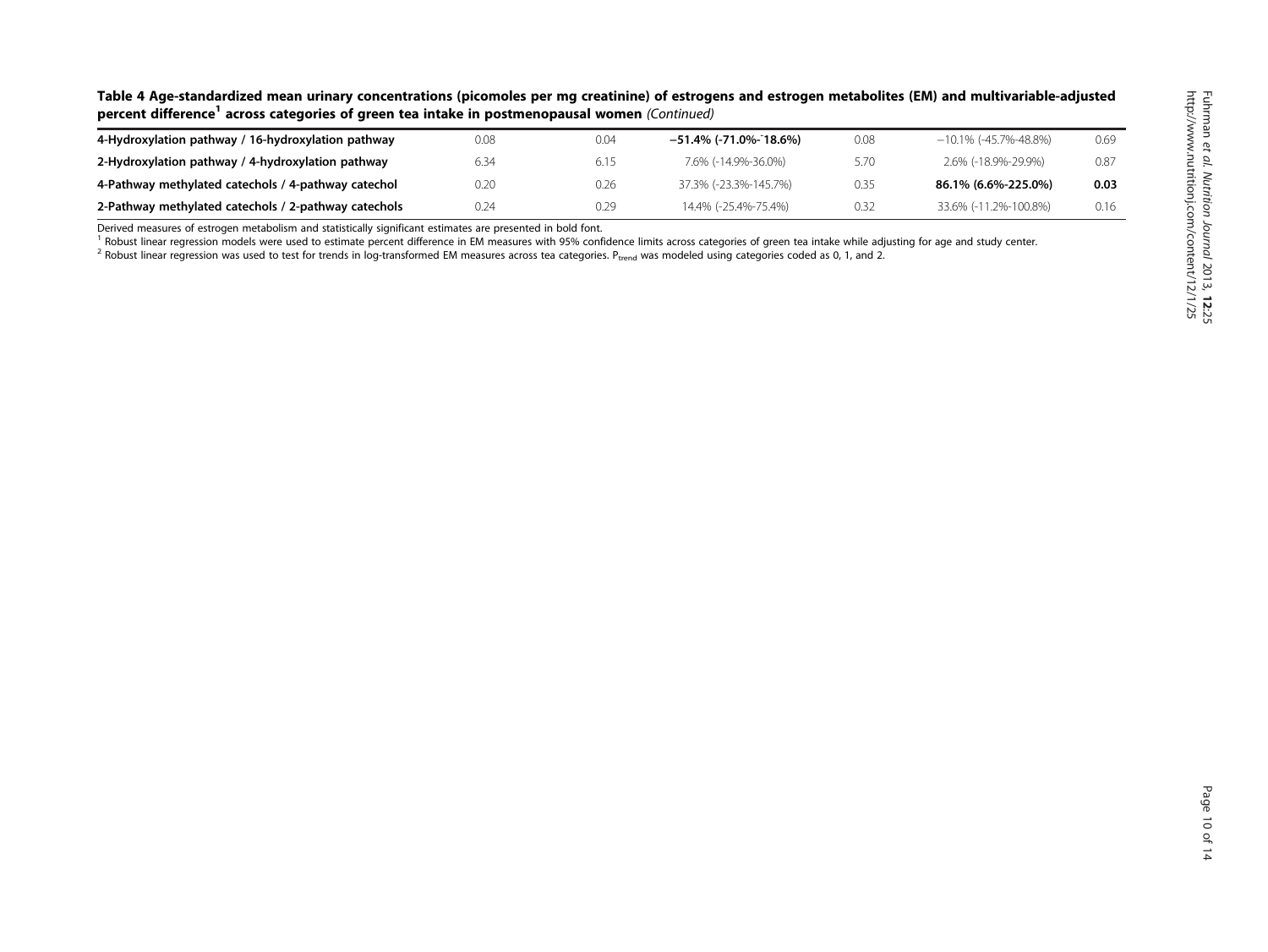**Table 4 Age-standardized mean urinary concentrations (picomoles per mg creatinine) of estrogens and estrogen metabolites (EM) and multivariable-adjusted percent difference[1] across categories of green tea intake in postmenopausal women** *(Continued)*

| | | | | | | |
|---|---|---|---|---|---|---|
| **4-Hydroxylation pathway / 16-hydroxylation pathway** | 0.08 | 0.04 | **−51.4% (-71.0%-¯18.6%)** | 0.08 | −10.1% (-45.7%-48.8%) | 0.69 |
| **2-Hydroxylation pathway / 4-hydroxylation pathway** | 6.34 | 6.15 | 7.6% (-14.9%-36.0%) | 5.70 | 2.6% (-18.9%-29.9%) | 0.87 |
| **4-Pathway methylated catechols / 4-pathway catechol** | 0.20 | 0.26 | 37.3% (-23.3%-145.7%) | 0.35 | **86.1% (6.6%-225.0%)** | **0.03** |
| **2-Pathway methylated catechols / 2-pathway catechols** | 0.24 | 0.29 | 14.4% (-25.4%-75.4%) | 0.32 | 33.6% (-11.2%-100.8%) | 0.16 |

Derived measures of estrogen metabolism and statistically significant estimates are presented in bold font.

[1] Robust linear regression models were used to estimate percent difference in EM measures with 95% confidence limits across categories of green tea intake while adjusting for age and study center.

[2] Robust linear regression was used to test for trends in log-transformed EM measures across tea categories. $P_{trend}$ was modeled using categories coded as 0, 1, and 2.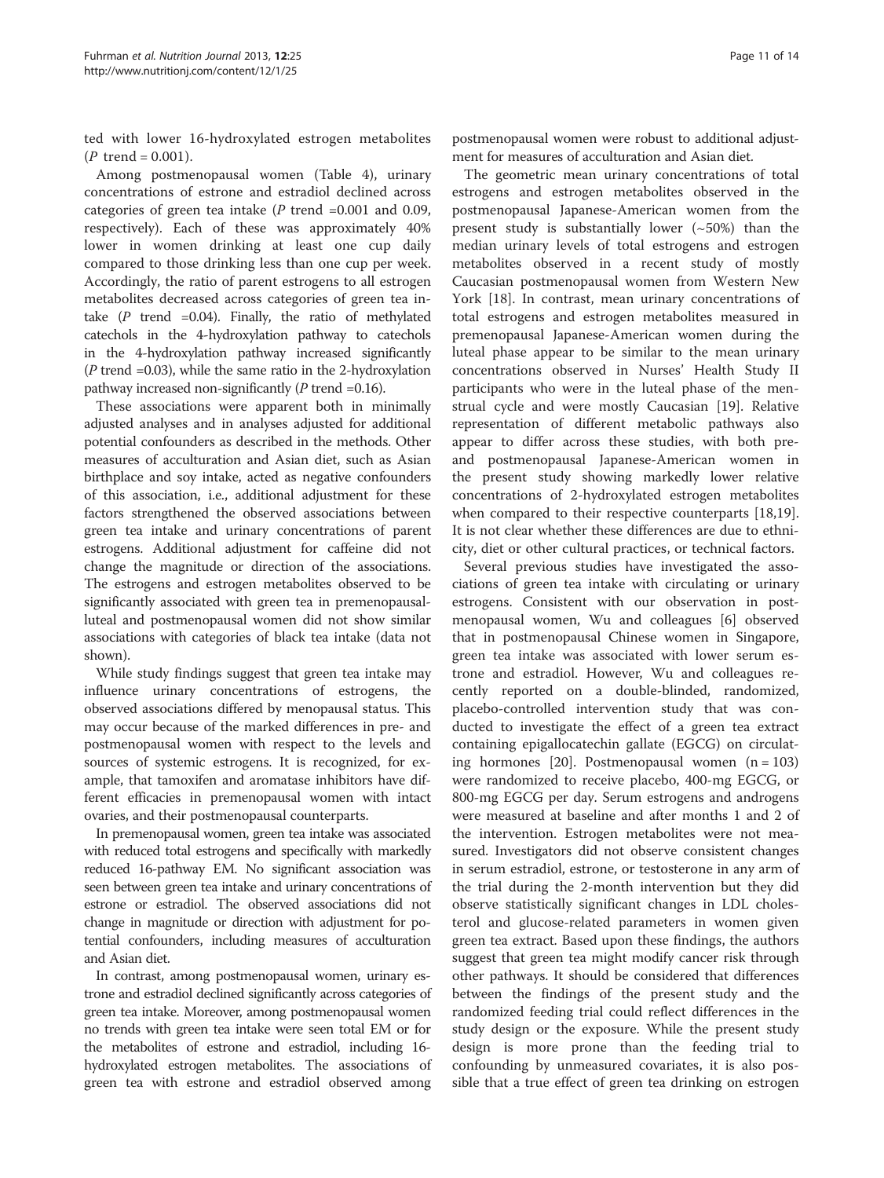ted with lower 16-hydroxylated estrogen metabolites (*P* trend = 0.001).

Among postmenopausal women (Table 4), urinary concentrations of estrone and estradiol declined across categories of green tea intake (*P* trend =0.001 and 0.09, respectively). Each of these was approximately 40% lower in women drinking at least one cup daily compared to those drinking less than one cup per week. Accordingly, the ratio of parent estrogens to all estrogen metabolites decreased across categories of green tea intake (*P* trend =0.04). Finally, the ratio of methylated catechols in the 4-hydroxylation pathway to catechols in the 4-hydroxylation pathway increased significantly (*P* trend =0.03), while the same ratio in the 2-hydroxylation pathway increased non-significantly (*P* trend =0.16).

These associations were apparent both in minimally adjusted analyses and in analyses adjusted for additional potential confounders as described in the methods. Other measures of acculturation and Asian diet, such as Asian birthplace and soy intake, acted as negative confounders of this association, i.e., additional adjustment for these factors strengthened the observed associations between green tea intake and urinary concentrations of parent estrogens. Additional adjustment for caffeine did not change the magnitude or direction of the associations. The estrogens and estrogen metabolites observed to be significantly associated with green tea in premenopausal-luteal and postmenopausal women did not show similar associations with categories of black tea intake (data not shown).

While study findings suggest that green tea intake may influence urinary concentrations of estrogens, the observed associations differed by menopausal status. This may occur because of the marked differences in pre- and postmenopausal women with respect to the levels and sources of systemic estrogens. It is recognized, for example, that tamoxifen and aromatase inhibitors have different efficacies in premenopausal women with intact ovaries, and their postmenopausal counterparts.

In premenopausal women, green tea intake was associated with reduced total estrogens and specifically with markedly reduced 16-pathway EM. No significant association was seen between green tea intake and urinary concentrations of estrone or estradiol. The observed associations did not change in magnitude or direction with adjustment for potential confounders, including measures of acculturation and Asian diet.

In contrast, among postmenopausal women, urinary estrone and estradiol declined significantly across categories of green tea intake. Moreover, among postmenopausal women no trends with green tea intake were seen total EM or for the metabolites of estrone and estradiol, including 16-hydroxylated estrogen metabolites. The associations of green tea with estrone and estradiol observed among postmenopausal women were robust to additional adjustment for measures of acculturation and Asian diet.

The geometric mean urinary concentrations of total estrogens and estrogen metabolites observed in the postmenopausal Japanese-American women from the present study is substantially lower (~50%) than the median urinary levels of total estrogens and estrogen metabolites observed in a recent study of mostly Caucasian postmenopausal women from Western New York [18]. In contrast, mean urinary concentrations of total estrogens and estrogen metabolites measured in premenopausal Japanese-American women during the luteal phase appear to be similar to the mean urinary concentrations observed in Nurses' Health Study II participants who were in the luteal phase of the menstrual cycle and were mostly Caucasian [19]. Relative representation of different metabolic pathways also appear to differ across these studies, with both pre- and postmenopausal Japanese-American women in the present study showing markedly lower relative concentrations of 2-hydroxylated estrogen metabolites when compared to their respective counterparts [18,19]. It is not clear whether these differences are due to ethnicity, diet or other cultural practices, or technical factors.

Several previous studies have investigated the associations of green tea intake with circulating or urinary estrogens. Consistent with our observation in postmenopausal women, Wu and colleagues [6] observed that in postmenopausal Chinese women in Singapore, green tea intake was associated with lower serum estrone and estradiol. However, Wu and colleagues recently reported on a double-blinded, randomized, placebo-controlled intervention study that was conducted to investigate the effect of a green tea extract containing epigallocatechin gallate (EGCG) on circulating hormones [20]. Postmenopausal women (n = 103) were randomized to receive placebo, 400-mg EGCG, or 800-mg EGCG per day. Serum estrogens and androgens were measured at baseline and after months 1 and 2 of the intervention. Estrogen metabolites were not measured. Investigators did not observe consistent changes in serum estradiol, estrone, or testosterone in any arm of the trial during the 2-month intervention but they did observe statistically significant changes in LDL cholesterol and glucose-related parameters in women given green tea extract. Based upon these findings, the authors suggest that green tea might modify cancer risk through other pathways. It should be considered that differences between the findings of the present study and the randomized feeding trial could reflect differences in the study design or the exposure. While the present study design is more prone than the feeding trial to confounding by unmeasured covariates, it is also possible that a true effect of green tea drinking on estrogen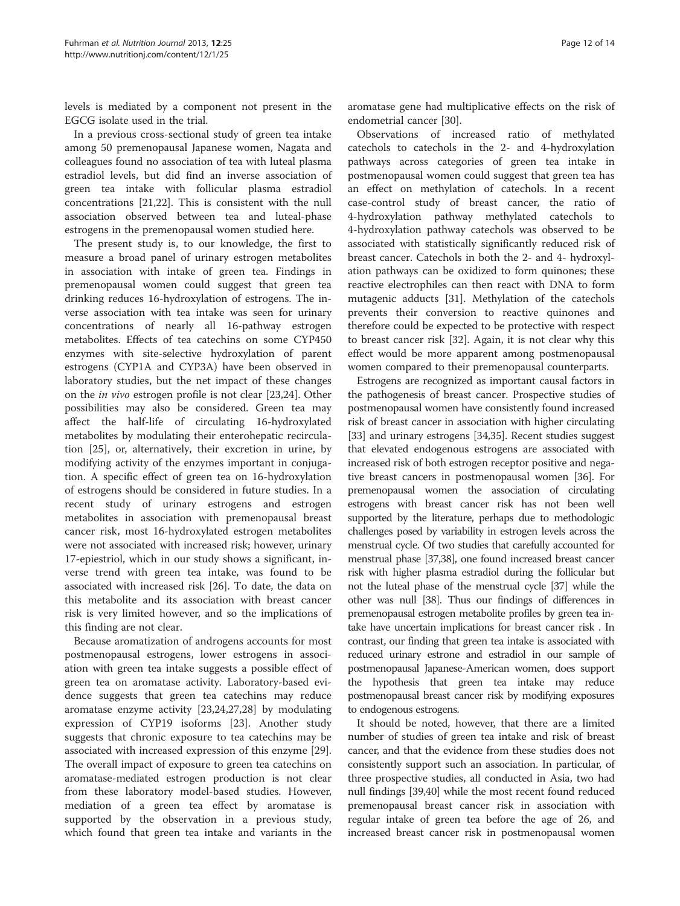levels is mediated by a component not present in the EGCG isolate used in the trial.

In a previous cross-sectional study of green tea intake among 50 premenopausal Japanese women, Nagata and colleagues found no association of tea with luteal plasma estradiol levels, but did find an inverse association of green tea intake with follicular plasma estradiol concentrations [21,22]. This is consistent with the null association observed between tea and luteal-phase estrogens in the premenopausal women studied here.

The present study is, to our knowledge, the first to measure a broad panel of urinary estrogen metabolites in association with intake of green tea. Findings in premenopausal women could suggest that green tea drinking reduces 16-hydroxylation of estrogens. The inverse association with tea intake was seen for urinary concentrations of nearly all 16-pathway estrogen metabolites. Effects of tea catechins on some CYP450 enzymes with site-selective hydroxylation of parent estrogens (CYP1A and CYP3A) have been observed in laboratory studies, but the net impact of these changes on the *in vivo* estrogen profile is not clear [23,24]. Other possibilities may also be considered. Green tea may affect the half-life of circulating 16-hydroxylated metabolites by modulating their enterohepatic recirculation [25], or, alternatively, their excretion in urine, by modifying activity of the enzymes important in conjugation. A specific effect of green tea on 16-hydroxylation of estrogens should be considered in future studies. In a recent study of urinary estrogens and estrogen metabolites in association with premenopausal breast cancer risk, most 16-hydroxylated estrogen metabolites were not associated with increased risk; however, urinary 17-epiestriol, which in our study shows a significant, inverse trend with green tea intake, was found to be associated with increased risk [26]. To date, the data on this metabolite and its association with breast cancer risk is very limited however, and so the implications of this finding are not clear.

Because aromatization of androgens accounts for most postmenopausal estrogens, lower estrogens in association with green tea intake suggests a possible effect of green tea on aromatase activity. Laboratory-based evidence suggests that green tea catechins may reduce aromatase enzyme activity [23,24,27,28] by modulating expression of CYP19 isoforms [23]. Another study suggests that chronic exposure to tea catechins may be associated with increased expression of this enzyme [29]. The overall impact of exposure to green tea catechins on aromatase-mediated estrogen production is not clear from these laboratory model-based studies. However, mediation of a green tea effect by aromatase is supported by the observation in a previous study, which found that green tea intake and variants in the aromatase gene had multiplicative effects on the risk of endometrial cancer [30].

Observations of increased ratio of methylated catechols to catechols in the 2- and 4-hydroxylation pathways across categories of green tea intake in postmenopausal women could suggest that green tea has an effect on methylation of catechols. In a recent case-control study of breast cancer, the ratio of 4-hydroxylation pathway methylated catechols to 4-hydroxylation pathway catechols was observed to be associated with statistically significantly reduced risk of breast cancer. Catechols in both the 2- and 4- hydroxylation pathways can be oxidized to form quinones; these reactive electrophiles can then react with DNA to form mutagenic adducts [31]. Methylation of the catechols prevents their conversion to reactive quinones and therefore could be expected to be protective with respect to breast cancer risk [32]. Again, it is not clear why this effect would be more apparent among postmenopausal women compared to their premenopausal counterparts.

Estrogens are recognized as important causal factors in the pathogenesis of breast cancer. Prospective studies of postmenopausal women have consistently found increased risk of breast cancer in association with higher circulating [33] and urinary estrogens [34,35]. Recent studies suggest that elevated endogenous estrogens are associated with increased risk of both estrogen receptor positive and negative breast cancers in postmenopausal women [36]. For premenopausal women the association of circulating estrogens with breast cancer risk has not been well supported by the literature, perhaps due to methodologic challenges posed by variability in estrogen levels across the menstrual cycle. Of two studies that carefully accounted for menstrual phase [37,38], one found increased breast cancer risk with higher plasma estradiol during the follicular but not the luteal phase of the menstrual cycle [37] while the other was null [38]. Thus our findings of differences in premenopausal estrogen metabolite profiles by green tea intake have uncertain implications for breast cancer risk . In contrast, our finding that green tea intake is associated with reduced urinary estrone and estradiol in our sample of postmenopausal Japanese-American women, does support the hypothesis that green tea intake may reduce postmenopausal breast cancer risk by modifying exposures to endogenous estrogens.

It should be noted, however, that there are a limited number of studies of green tea intake and risk of breast cancer, and that the evidence from these studies does not consistently support such an association. In particular, of three prospective studies, all conducted in Asia, two had null findings [39,40] while the most recent found reduced premenopausal breast cancer risk in association with regular intake of green tea before the age of 26, and increased breast cancer risk in postmenopausal women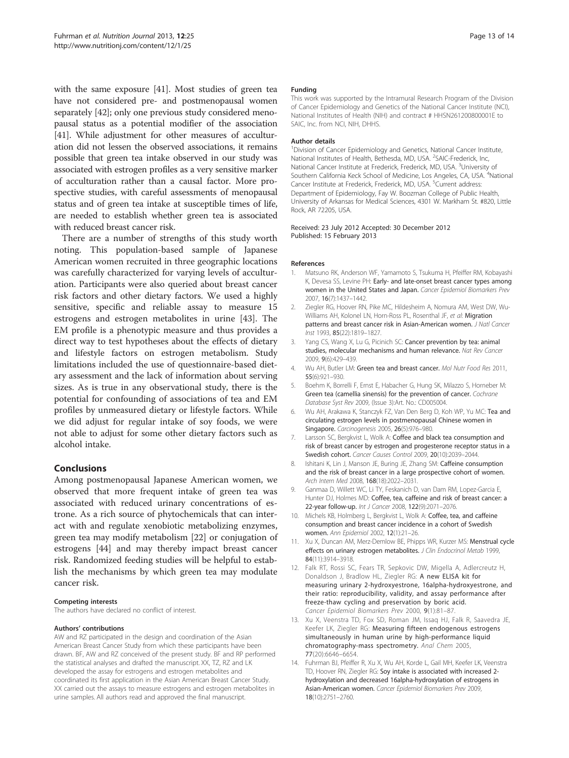with the same exposure [41]. Most studies of green tea have not considered pre- and postmenopausal women separately [42]; only one previous study considered menopausal status as a potential modifier of the association [41]. While adjustment for other measures of acculturation did not lessen the observed associations, it remains possible that green tea intake observed in our study was associated with estrogen profiles as a very sensitive marker of acculturation rather than a causal factor. More prospective studies, with careful assessments of menopausal status and of green tea intake at susceptible times of life, are needed to establish whether green tea is associated with reduced breast cancer risk.

There are a number of strengths of this study worth noting. This population-based sample of Japanese American women recruited in three geographic locations was carefully characterized for varying levels of acculturation. Participants were also queried about breast cancer risk factors and other dietary factors. We used a highly sensitive, specific and reliable assay to measure 15 estrogens and estrogen metabolites in urine [43]. The EM profile is a phenotypic measure and thus provides a direct way to test hypotheses about the effects of dietary and lifestyle factors on estrogen metabolism. Study limitations included the use of questionnaire-based dietary assessment and the lack of information about serving sizes. As is true in any observational study, there is the potential for confounding of associations of tea and EM profiles by unmeasured dietary or lifestyle factors. While we did adjust for regular intake of soy foods, we were not able to adjust for some other dietary factors such as alcohol intake.

## Conclusions

Among postmenopausal Japanese American women, we observed that more frequent intake of green tea was associated with reduced urinary concentrations of estrone. As a rich source of phytochemicals that can interact with and regulate xenobiotic metabolizing enzymes, green tea may modify metabolism [22] or conjugation of estrogens [44] and may thereby impact breast cancer risk. Randomized feeding studies will be helpful to establish the mechanisms by which green tea may modulate cancer risk.

#### Competing interests

The authors have declared no conflict of interest.

#### Authors' contributions

AW and RZ participated in the design and coordination of the Asian American Breast Cancer Study from which these participants have been drawn. BF, AW and RZ conceived of the present study. BF and RP performed the statistical analyses and drafted the manuscript. XX, TZ, RZ and LK developed the assay for estrogens and estrogen metabolites and coordinated its first application in the Asian American Breast Cancer Study. XX carried out the assays to measure estrogens and estrogen metabolites in urine samples. All authors read and approved the final manuscript.

#### Funding

This work was supported by the Intramural Research Program of the Division of Cancer Epidemiology and Genetics of the National Cancer Institute (NCI), National Institutes of Health (NIH) and contract # HHSN261200800001E to SAIC, Inc. from NCI, NIH, DHHS.

#### Author details

[1]Division of Cancer Epidemiology and Genetics, National Cancer Institute, National Institutes of Health, Bethesda, MD, USA. [2]SAIC-Frederick, Inc, National Cancer Institute at Frederick, Frederick, MD, USA. [3]University of Southern California Keck School of Medicine, Los Angeles, CA, USA. [4]National Cancer Institute at Frederick, Frederick, MD, USA. [5]Current address: Department of Epidemiology, Fay W. Boozman College of Public Health, University of Arkansas for Medical Sciences, 4301 W. Markham St. #820, Little Rock, AR 72205, USA.

Received: 23 July 2012 Accepted: 30 December 2012
Published: 15 February 2013

#### References

1. Matsuno RK, Anderson WF, Yamamoto S, Tsukuma H, Pfeiffer RM, Kobayashi K, Devesa SS, Levine PH: **Early- and late-onset breast cancer types among women in the United States and Japan.** *Cancer Epidemiol Biomarkers Prev* 2007, **16**(7):1437–1442.
2. Ziegler RG, Hoover RN, Pike MC, Hildesheim A, Nomura AM, West DW, Wu-Williams AH, Kolonel LN, Horn-Ross PL, Rosenthal JF, *et al*: **Migration patterns and breast cancer risk in Asian-American women.** *J Natl Cancer Inst* 1993, **85**(22):1819–1827.
3. Yang CS, Wang X, Lu G, Picinich SC: **Cancer prevention by tea: animal studies, molecular mechanisms and human relevance.** *Nat Rev Cancer* 2009, **9**(6):429–439.
4. Wu AH, Butler LM: **Green tea and breast cancer.** *Mol Nutr Food Res* 2011, **55**(6):921–930.
5. Boehm K, Borrelli F, Ernst E, Habacher G, Hung SK, Milazzo S, Horneber M: **Green tea (camellia sinensis) for the prevention of cancer.** *Cochrane Database Syst Rev* 2009, (Issue 3):Art. No.: CD005004.
6. Wu AH, Arakawa K, Stanczyk FZ, Van Den Berg D, Koh WP, Yu MC: **Tea and circulating estrogen levels in postmenopausal Chinese women in Singapore.** *Carcinogenesis* 2005, **26**(5):976–980.
7. Larsson SC, Bergkvist L, Wolk A: **Coffee and black tea consumption and risk of breast cancer by estrogen and progesterone receptor status in a Swedish cohort.** *Cancer Causes Control* 2009, **20**(10):2039–2044.
8. Ishitani K, Lin J, Manson JE, Buring JE, Zhang SM: **Caffeine consumption and the risk of breast cancer in a large prospective cohort of women.** *Arch Intern Med* 2008, **168**(18):2022–2031.
9. Ganmaa D, Willett WC, Li TY, Feskanich D, van Dam RM, Lopez-Garcia E, Hunter DJ, Holmes MD: **Coffee, tea, caffeine and risk of breast cancer: a 22-year follow-up.** *Int J Cancer* 2008, **122**(9):2071–2076.
10. Michels KB, Holmberg L, Bergkvist L, Wolk A: **Coffee, tea, and caffeine consumption and breast cancer incidence in a cohort of Swedish women.** *Ann Epidemiol* 2002, **12**(1):21–26.
11. Xu X, Duncan AM, Merz-Demlow BE, Phipps WR, Kurzer MS: **Menstrual cycle effects on urinary estrogen metabolites.** *J Clin Endocrinol Metab* 1999, **84**(11):3914–3918.
12. Falk RT, Rossi SC, Fears TR, Sepkovic DW, Migella A, Adlercreutz H, Donaldson J, Bradlow HL, Ziegler RG: **A new ELISA kit for measuring urinary 2-hydroxyestrone, 16alpha-hydroxyestrone, and their ratio: reproducibility, validity, and assay performance after freeze-thaw cycling and preservation by boric acid.** *Cancer Epidemiol Biomarkers Prev* 2000, **9**(1):81–87.
13. Xu X, Veenstra TD, Fox SD, Roman JM, Issaq HJ, Falk R, Saavedra JE, Keefer LK, Ziegler RG: **Measuring fifteen endogenous estrogens simultaneously in human urine by high-performance liquid chromatography-mass spectrometry.** *Anal Chem* 2005, **77**(20):6646–6654.
14. Fuhrman BJ, Pfeiffer R, Xu X, Wu AH, Korde L, Gail MH, Keefer LK, Veenstra TD, Hoover RN, Ziegler RG: **Soy intake is associated with increased 2-hydroxylation and decreased 16alpha-hydroxylation of estrogens in Asian-American women.** *Cancer Epidemiol Biomarkers Prev* 2009, **18**(10):2751–2760.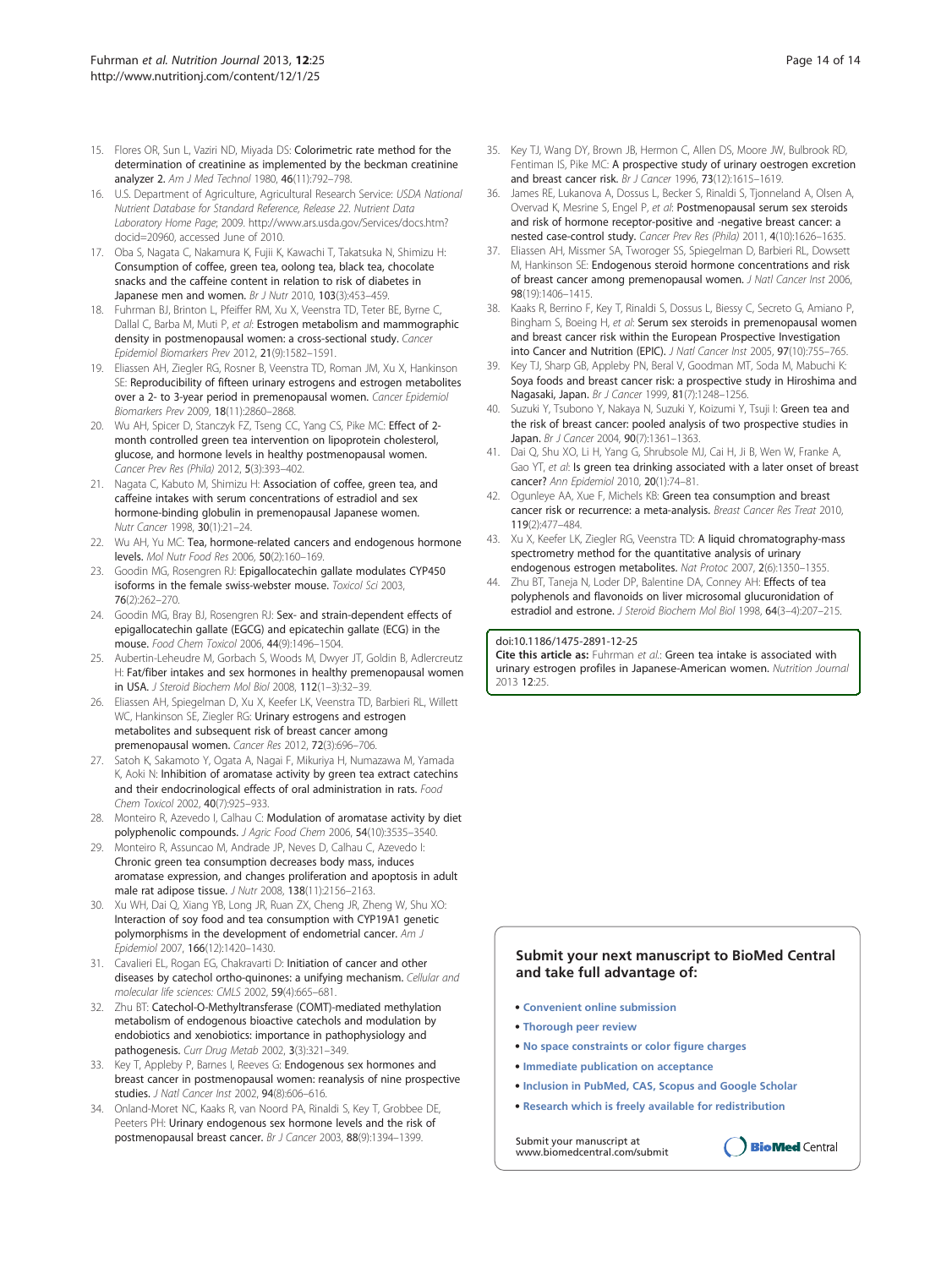15. Flores OR, Sun L, Vaziri ND, Miyada DS: **Colorimetric rate method for the determination of creatinine as implemented by the beckman creatinine analyzer 2.** *Am J Med Technol* 1980, **46**(11):792–798.
16. U.S. Department of Agriculture, Agricultural Research Service: *USDA National Nutrient Database for Standard Reference, Release 22. Nutrient Data Laboratory Home Page*; 2009. http://www.ars.usda.gov/Services/docs.htm?docid=20960, accessed June of 2010.
17. Oba S, Nagata C, Nakamura K, Fujii K, Kawachi T, Takatsuka N, Shimizu H: **Consumption of coffee, green tea, oolong tea, black tea, chocolate snacks and the caffeine content in relation to risk of diabetes in Japanese men and women.** *Br J Nutr* 2010, **103**(3):453–459.
18. Fuhrman BJ, Brinton L, Pfeiffer RM, Xu X, Veenstra TD, Teter BE, Byrne C, Dallal C, Barba M, Muti P, *et al*: **Estrogen metabolism and mammographic density in postmenopausal women: a cross-sectional study.** *Cancer Epidemiol Biomarkers Prev* 2012, **21**(9):1582–1591.
19. Eliassen AH, Ziegler RG, Rosner B, Veenstra TD, Roman JM, Xu X, Hankinson SE: **Reproducibility of fifteen urinary estrogens and estrogen metabolites over a 2- to 3-year period in premenopausal women.** *Cancer Epidemiol Biomarkers Prev* 2009, **18**(11):2860–2868.
20. Wu AH, Spicer D, Stanczyk FZ, Tseng CC, Yang CS, Pike MC: **Effect of 2-month controlled green tea intervention on lipoprotein cholesterol, glucose, and hormone levels in healthy postmenopausal women.** *Cancer Prev Res (Phila)* 2012, **5**(3):393–402.
21. Nagata C, Kabuto M, Shimizu H: **Association of coffee, green tea, and caffeine intakes with serum concentrations of estradiol and sex hormone-binding globulin in premenopausal Japanese women.** *Nutr Cancer* 1998, **30**(1):21–24.
22. Wu AH, Yu MC: **Tea, hormone-related cancers and endogenous hormone levels.** *Mol Nutr Food Res* 2006, **50**(2):160–169.
23. Goodin MG, Rosengren RJ: **Epigallocatechin gallate modulates CYP450 isoforms in the female swiss-webster mouse.** *Toxicol Sci* 2003, **76**(2):262–270.
24. Goodin MG, Bray BJ, Rosengren RJ: **Sex- and strain-dependent effects of epigallocatechin gallate (EGCG) and epicatechin gallate (ECG) in the mouse.** *Food Chem Toxicol* 2006, **44**(9):1496–1504.
25. Aubertin-Leheudre M, Gorbach S, Woods M, Dwyer JT, Goldin B, Adlercreutz H: **Fat/fiber intakes and sex hormones in healthy premenopausal women in USA.** *J Steroid Biochem Mol Biol* 2008, **112**(1–3):32–39.
26. Eliassen AH, Spiegelman D, Xu X, Keefer LK, Veenstra TD, Barbieri RL, Willett WC, Hankinson SE, Ziegler RG: **Urinary estrogens and estrogen metabolites and subsequent risk of breast cancer among premenopausal women.** *Cancer Res* 2012, **72**(3):696–706.
27. Satoh K, Sakamoto Y, Ogata A, Nagai F, Mikuriya H, Numazawa M, Yamada K, Aoki N: **Inhibition of aromatase activity by green tea extract catechins and their endocrinological effects of oral administration in rats.** *Food Chem Toxicol* 2002, **40**(7):925–933.
28. Monteiro R, Azevedo I, Calhau C: **Modulation of aromatase activity by diet polyphenolic compounds.** *J Agric Food Chem* 2006, **54**(10):3535–3540.
29. Monteiro R, Assuncao M, Andrade JP, Neves D, Calhau C, Azevedo I: **Chronic green tea consumption decreases body mass, induces aromatase expression, and changes proliferation and apoptosis in adult male rat adipose tissue.** *J Nutr* 2008, **138**(11):2156–2163.
30. Xu WH, Dai Q, Xiang YB, Long JR, Ruan ZX, Cheng JR, Zheng W, Shu XO: **Interaction of soy food and tea consumption with CYP19A1 genetic polymorphisms in the development of endometrial cancer.** *Am J Epidemiol* 2007, **166**(12):1420–1430.
31. Cavalieri EL, Rogan EG, Chakravarti D: **Initiation of cancer and other diseases by catechol ortho-quinones: a unifying mechanism.** *Cellular and molecular life sciences: CMLS* 2002, **59**(4):665–681.
32. Zhu BT: **Catechol-O-Methyltransferase (COMT)-mediated methylation metabolism of endogenous bioactive catechols and modulation by endobiotics and xenobiotics: importance in pathophysiology and pathogenesis.** *Curr Drug Metab* 2002, **3**(3):321–349.
33. Key T, Appleby P, Barnes I, Reeves G: **Endogenous sex hormones and breast cancer in postmenopausal women: reanalysis of nine prospective studies.** *J Natl Cancer Inst* 2002, **94**(8):606–616.
34. Onland-Moret NC, Kaaks R, van Noord PA, Rinaldi S, Key T, Grobbee DE, Peeters PH: **Urinary endogenous sex hormone levels and the risk of postmenopausal breast cancer.** *Br J Cancer* 2003, **88**(9):1394–1399.
35. Key TJ, Wang DY, Brown JB, Hermon C, Allen DS, Moore JW, Bulbrook RD, Fentiman IS, Pike MC: **A prospective study of urinary oestrogen excretion and breast cancer risk.** *Br J Cancer* 1996, **73**(12):1615–1619.
36. James RE, Lukanova A, Dossus L, Becker S, Rinaldi S, Tjonneland A, Olsen A, Overvad K, Mesrine S, Engel P, *et al*: **Postmenopausal serum sex steroids and risk of hormone receptor-positive and -negative breast cancer: a nested case-control study.** *Cancer Prev Res (Phila)* 2011, **4**(10):1626–1635.
37. Eliassen AH, Missmer SA, Tworoger SS, Spiegelman D, Barbieri RL, Dowsett M, Hankinson SE: **Endogenous steroid hormone concentrations and risk of breast cancer among premenopausal women.** *J Natl Cancer Inst* 2006, **98**(19):1406–1415.
38. Kaaks R, Berrino F, Key T, Rinaldi S, Dossus L, Biessy C, Secreto G, Amiano P, Bingham S, Boeing H, *et al*: **Serum sex steroids in premenopausal women and breast cancer risk within the European Prospective Investigation into Cancer and Nutrition (EPIC).** *J Natl Cancer Inst* 2005, **97**(10):755–765.
39. Key TJ, Sharp GB, Appleby PN, Beral V, Goodman MT, Soda M, Mabuchi K: **Soya foods and breast cancer risk: a prospective study in Hiroshima and Nagasaki, Japan.** *Br J Cancer* 1999, **81**(7):1248–1256.
40. Suzuki Y, Tsubono Y, Nakaya N, Suzuki Y, Koizumi Y, Tsuji I: **Green tea and the risk of breast cancer: pooled analysis of two prospective studies in Japan.** *Br J Cancer* 2004, **90**(7):1361–1363.
41. Dai Q, Shu XO, Li H, Yang G, Shrubsole MJ, Cai H, Ji B, Wen W, Franke A, Gao YT, *et al*: **Is green tea drinking associated with a later onset of breast cancer?** *Ann Epidemiol* 2010, **20**(1):74–81.
42. Ogunleye AA, Xue F, Michels KB: **Green tea consumption and breast cancer risk or recurrence: a meta-analysis.** *Breast Cancer Res Treat* 2010, **119**(2):477–484.
43. Xu X, Keefer LK, Ziegler RG, Veenstra TD: **A liquid chromatography-mass spectrometry method for the quantitative analysis of urinary endogenous estrogen metabolites.** *Nat Protoc* 2007, **2**(6):1350–1355.
44. Zhu BT, Taneja N, Loder DP, Balentine DA, Conney AH: **Effects of tea polyphenols and flavonoids on liver microsomal glucuronidation of estradiol and estrone.** *J Steroid Biochem Mol Biol* 1998, **64**(3–4):207–215.

doi:10.1186/1475-2891-12-25

**Cite this article as:** Fuhrman *et al.*: Green tea intake is associated with urinary estrogen profiles in Japanese-American women. *Nutrition Journal* 2013 **12**:25.

**Submit your next manuscript to BioMed Central and take full advantage of:**

- **Convenient online submission**
- **Thorough peer review**
- **No space constraints or color figure charges**
- **Immediate publication on acceptance**
- **Inclusion in PubMed, CAS, Scopus and Google Scholar**
- **Research which is freely available for redistribution**

Submit your manuscript at
www.biomedcentral.com/submit

BioMed Central